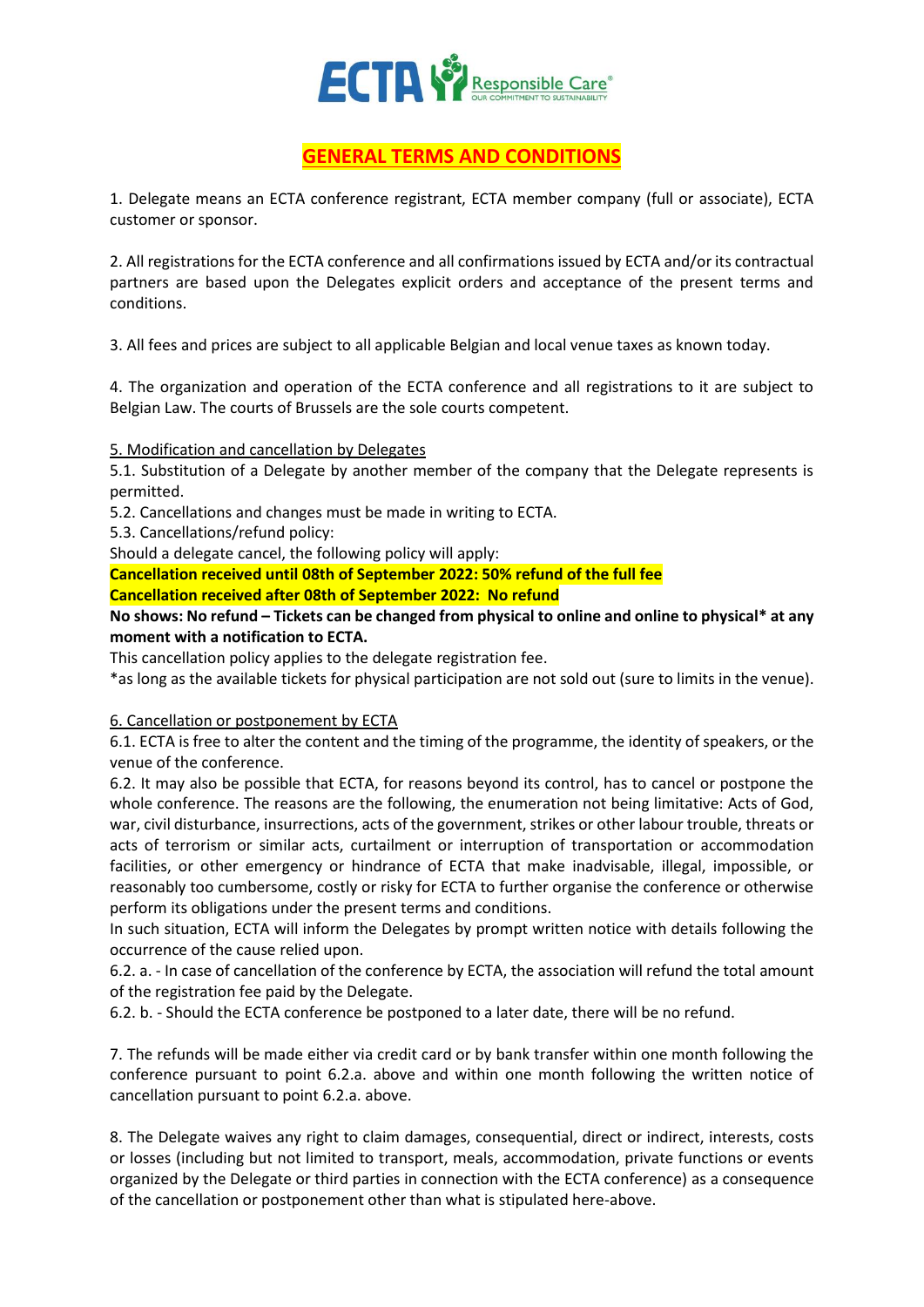# GENERAL TERMS AND CONDITIONS

1. Delegate means an ECTA conference registrant, ECTA member company (full or associate), ECTA customer or sponsor.

2. All registrations for the ECTA conference and all confirmations issued by ECTA and/or its contractual partners are based upon the Delegates explicit orders and acceptance of the present terms and conditions.

3. All fees and prices are subject to all applicable Belgian and local venue taxes as known today.

4. The organization and operation of the ECTA conference and all registrations to it are subject to Belgian Law. The courts of Brussels are the sole courts competent.

5. Modification and cancellation by Delegates

5.1. Substitution of a Delegate by another member of the company that the Delegate represents is permitted.

5.2. Cancellations and changes must be made in writing to ECTA.

5.3. Cancellations/refund policy:

Should a delegate cancel, the following policy will apply:

**Cancellation received until 08th of September 2022: 50% refund of the full fee**

**Cancellation received after 08th of September 2022: No refund**

**No shows: No refund – Tickets can be changed from physical to online and online to physical* at any moment with a notification to ECTA.**

This cancellation policy applies to the delegate registration fee.

*as long as the available tickets for physical participation are not sold out (sure to limits in the venue).

6. Cancellation or postponement by ECTA

6.1. ECTA is free to alter the content and the timing of the programme, the identity of speakers, or the venue of the conference.

6.2. It may also be possible that ECTA, for reasons beyond its control, has to cancel or postpone the whole conference. The reasons are the following, the enumeration not being limitative: Acts of God, war, civil disturbance, insurrections, acts of the government, strikes or other labour trouble, threats or acts of terrorism or similar acts, curtailment or interruption of transportation or accommodation facilities, or other emergency or hindrance of ECTA that make inadvisable, illegal, impossible, or reasonably too cumbersome, costly or risky for ECTA to further organise the conference or otherwise perform its obligations under the present terms and conditions.

In such situation, ECTA will inform the Delegates by prompt written notice with details following the occurrence of the cause relied upon.

6.2. a. - In case of cancellation of the conference by ECTA, the association will refund the total amount of the registration fee paid by the Delegate.

6.2. b. - Should the ECTA conference be postponed to a later date, there will be no refund.

7. The refunds will be made either via credit card or by bank transfer within one month following the conference pursuant to point 6.2.a. above and within one month following the written notice of cancellation pursuant to point 6.2.a. above.

8. The Delegate waives any right to claim damages, consequential, direct or indirect, interests, costs or losses (including but not limited to transport, meals, accommodation, private functions or events organized by the Delegate or third parties in connection with the ECTA conference) as a consequence of the cancellation or postponement other than what is stipulated here-above.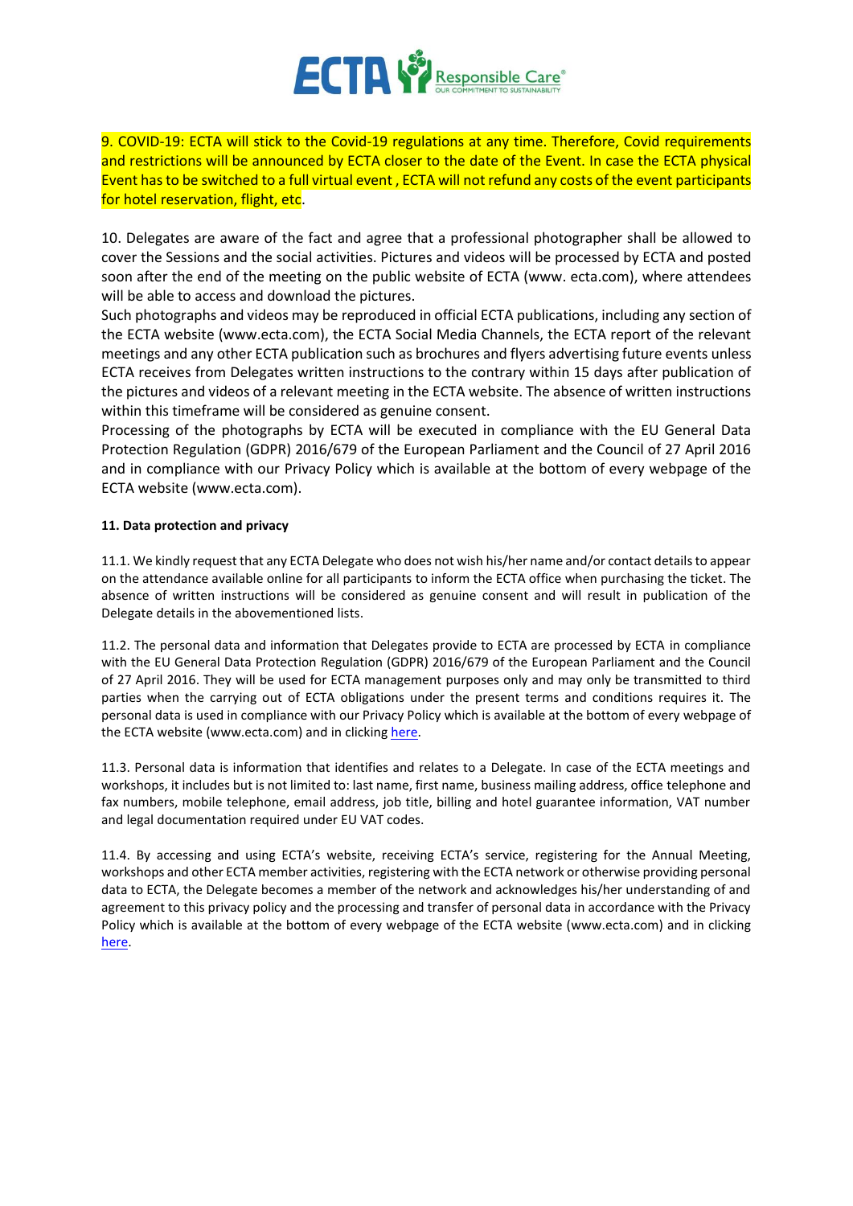9. COVID-19: ECTA will stick to the Covid-19 regulations at any time. Therefore, Covid requirements and restrictions will be announced by ECTA closer to the date of the Event. In case the ECTA physical Event has to be switched to a full virtual event , ECTA will not refund any costs of the event participants for hotel reservation, flight, etc.

10. Delegates are aware of the fact and agree that a professional photographer shall be allowed to cover the Sessions and the social activities. Pictures and videos will be processed by ECTA and posted soon after the end of the meeting on the public website of ECTA (www. ecta.com), where attendees will be able to access and download the pictures.
Such photographs and videos may be reproduced in official ECTA publications, including any section of the ECTA website (www.ecta.com), the ECTA Social Media Channels, the ECTA report of the relevant meetings and any other ECTA publication such as brochures and flyers advertising future events unless ECTA receives from Delegates written instructions to the contrary within 15 days after publication of the pictures and videos of a relevant meeting in the ECTA website. The absence of written instructions within this timeframe will be considered as genuine consent.
Processing of the photographs by ECTA will be executed in compliance with the EU General Data Protection Regulation (GDPR) 2016/679 of the European Parliament and the Council of 27 April 2016 and in compliance with our Privacy Policy which is available at the bottom of every webpage of the ECTA website (www.ecta.com).

**11. Data protection and privacy**

11.1. We kindly request that any ECTA Delegate who does not wish his/her name and/or contact details to appear on the attendance available online for all participants to inform the ECTA office when purchasing the ticket. The absence of written instructions will be considered as genuine consent and will result in publication of the Delegate details in the abovementioned lists.

11.2. The personal data and information that Delegates provide to ECTA are processed by ECTA in compliance with the EU General Data Protection Regulation (GDPR) 2016/679 of the European Parliament and the Council of 27 April 2016. They will be used for ECTA management purposes only and may only be transmitted to third parties when the carrying out of ECTA obligations under the present terms and conditions requires it. The personal data is used in compliance with our Privacy Policy which is available at the bottom of every webpage of the ECTA website (www.ecta.com) and in clicking here.

11.3. Personal data is information that identifies and relates to a Delegate. In case of the ECTA meetings and workshops, it includes but is not limited to: last name, first name, business mailing address, office telephone and fax numbers, mobile telephone, email address, job title, billing and hotel guarantee information, VAT number and legal documentation required under EU VAT codes.

11.4. By accessing and using ECTA's website, receiving ECTA's service, registering for the Annual Meeting, workshops and other ECTA member activities, registering with the ECTA network or otherwise providing personal data to ECTA, the Delegate becomes a member of the network and acknowledges his/her understanding of and agreement to this privacy policy and the processing and transfer of personal data in accordance with the Privacy Policy which is available at the bottom of every webpage of the ECTA website (www.ecta.com) and in clicking here.